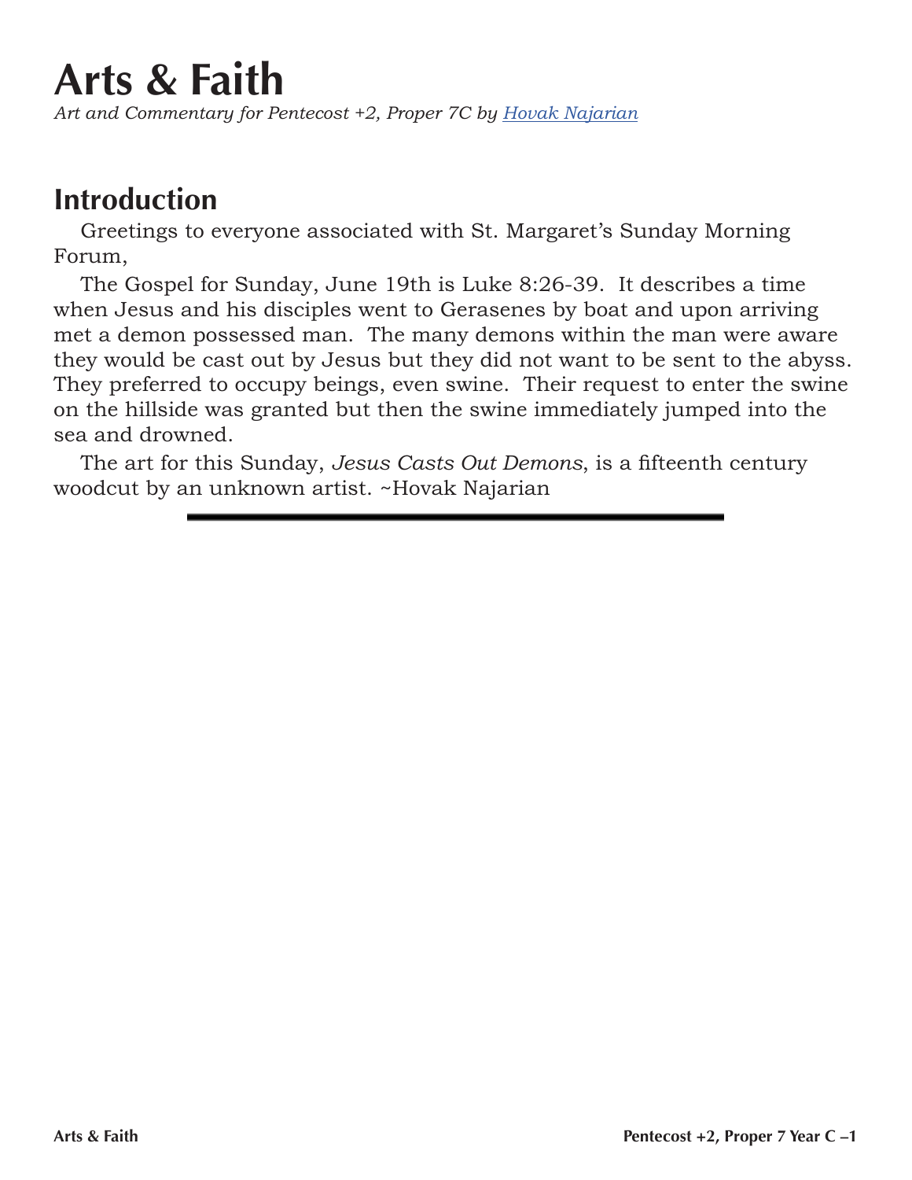# Arts & Faith

*Art and Commentary for Pentecost +2, Proper 7C by [Hovak Najarian]()*

## Introduction

Greetings to everyone associated with St. Margaret's Sunday Morning Forum,

The Gospel for Sunday, June 19th is Luke 8:26-39. It describes a time when Jesus and his disciples went to Gerasenes by boat and upon arriving met a demon possessed man. The many demons within the man were aware they would be cast out by Jesus but they did not want to be sent to the abyss. They preferred to occupy beings, even swine. Their request to enter the swine on the hillside was granted but then the swine immediately jumped into the sea and drowned.

The art for this Sunday, *Jesus Casts Out Demons*, is a fifteenth century woodcut by an unknown artist. ~Hovak Najarian

---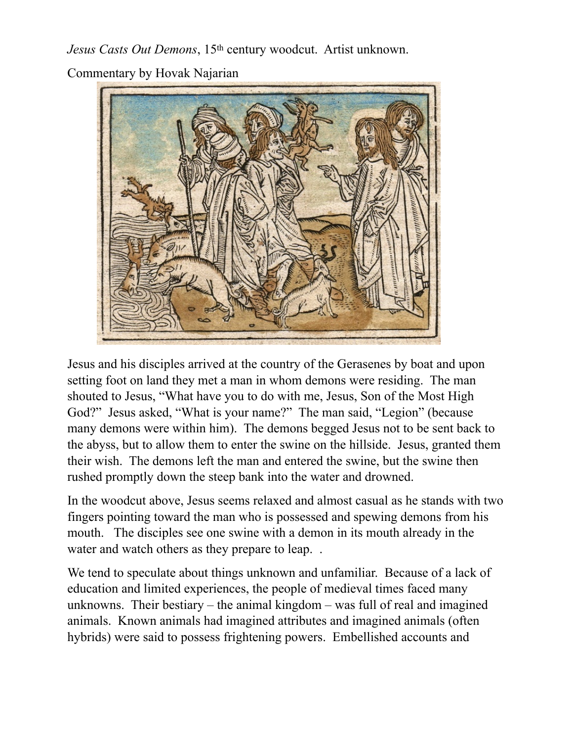*Jesus Casts Out Demons*, 15th century woodcut. Artist unknown.

Commentary by Hovak Najarian

Jesus and his disciples arrived at the country of the Gerasenes by boat and upon setting foot on land they met a man in whom demons were residing. The man shouted to Jesus, "What have you to do with me, Jesus, Son of the Most High God?" Jesus asked, "What is your name?" The man said, "Legion" (because many demons were within him). The demons begged Jesus not to be sent back to the abyss, but to allow them to enter the swine on the hillside. Jesus, granted them their wish. The demons left the man and entered the swine, but the swine then rushed promptly down the steep bank into the water and drowned.

In the woodcut above, Jesus seems relaxed and almost casual as he stands with two fingers pointing toward the man who is possessed and spewing demons from his mouth. The disciples see one swine with a demon in its mouth already in the water and watch others as they prepare to leap. .

We tend to speculate about things unknown and unfamiliar. Because of a lack of education and limited experiences, the people of medieval times faced many unknowns. Their bestiary – the animal kingdom – was full of real and imagined animals. Known animals had imagined attributes and imagined animals (often hybrids) were said to possess frightening powers. Embellished accounts and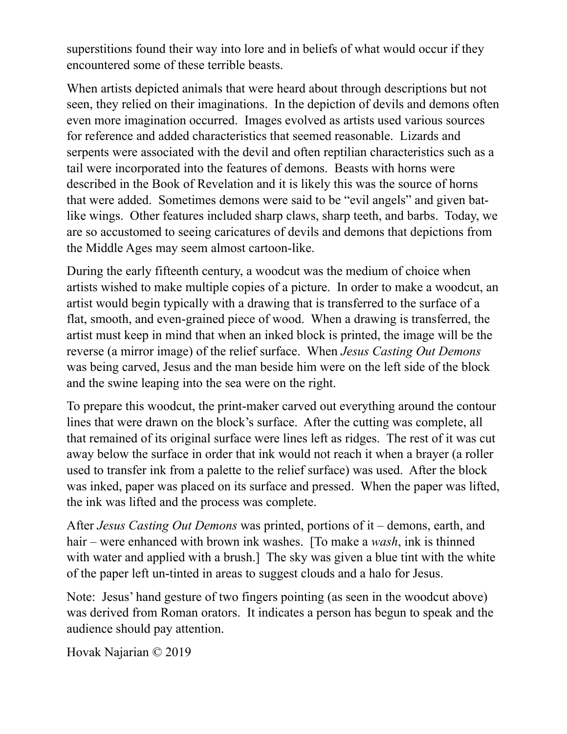superstitions found their way into lore and in beliefs of what would occur if they encountered some of these terrible beasts.

When artists depicted animals that were heard about through descriptions but not seen, they relied on their imaginations. In the depiction of devils and demons often even more imagination occurred. Images evolved as artists used various sources for reference and added characteristics that seemed reasonable. Lizards and serpents were associated with the devil and often reptilian characteristics such as a tail were incorporated into the features of demons. Beasts with horns were described in the Book of Revelation and it is likely this was the source of horns that were added. Sometimes demons were said to be "evil angels" and given bat-like wings. Other features included sharp claws, sharp teeth, and barbs. Today, we are so accustomed to seeing caricatures of devils and demons that depictions from the Middle Ages may seem almost cartoon-like.

During the early fifteenth century, a woodcut was the medium of choice when artists wished to make multiple copies of a picture. In order to make a woodcut, an artist would begin typically with a drawing that is transferred to the surface of a flat, smooth, and even-grained piece of wood. When a drawing is transferred, the artist must keep in mind that when an inked block is printed, the image will be the reverse (a mirror image) of the relief surface. When *Jesus Casting Out Demons* was being carved, Jesus and the man beside him were on the left side of the block and the swine leaping into the sea were on the right.

To prepare this woodcut, the print-maker carved out everything around the contour lines that were drawn on the block's surface. After the cutting was complete, all that remained of its original surface were lines left as ridges. The rest of it was cut away below the surface in order that ink would not reach it when a brayer (a roller used to transfer ink from a palette to the relief surface) was used. After the block was inked, paper was placed on its surface and pressed. When the paper was lifted, the ink was lifted and the process was complete.

After *Jesus Casting Out Demons* was printed, portions of it – demons, earth, and hair – were enhanced with brown ink washes. [To make a *wash*, ink is thinned with water and applied with a brush.] The sky was given a blue tint with the white of the paper left un-tinted in areas to suggest clouds and a halo for Jesus.

Note: Jesus' hand gesture of two fingers pointing (as seen in the woodcut above) was derived from Roman orators. It indicates a person has begun to speak and the audience should pay attention.

Hovak Najarian © 2019